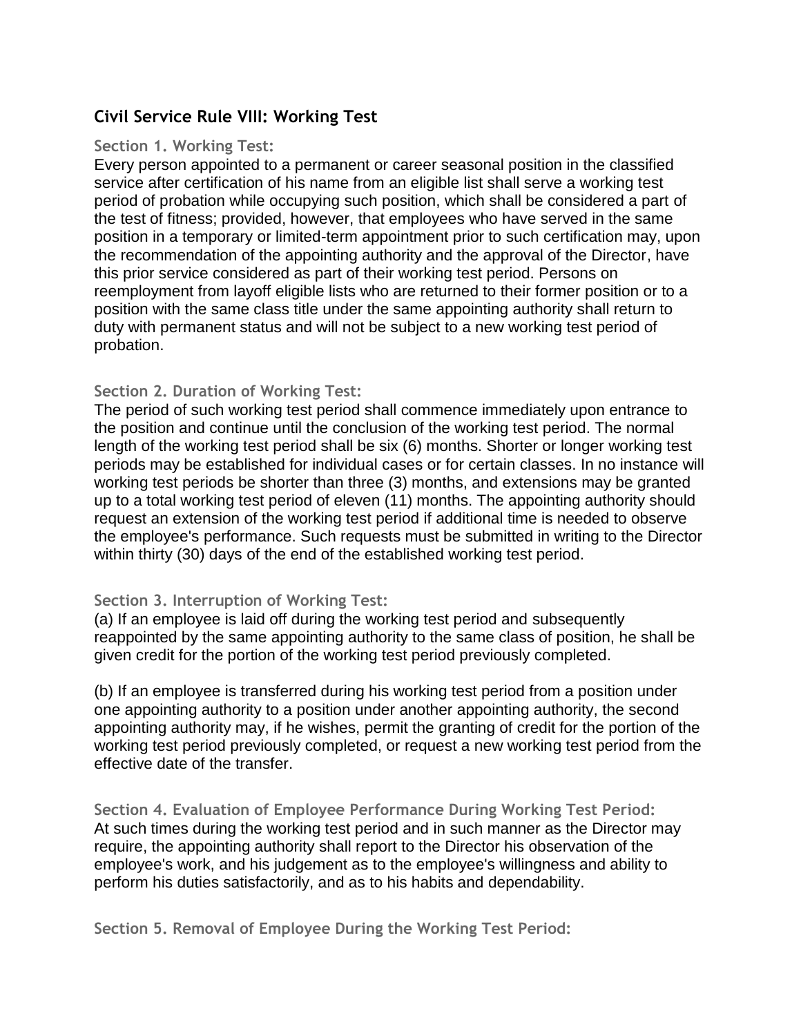# Civil Service Rule VIII: Working Test

### Section 1. Working Test:

Every person appointed to a permanent or career seasonal position in the classified service after certification of his name from an eligible list shall serve a working test period of probation while occupying such position, which shall be considered a part of the test of fitness; provided, however, that employees who have served in the same position in a temporary or limited-term appointment prior to such certification may, upon the recommendation of the appointing authority and the approval of the Director, have this prior service considered as part of their working test period. Persons on reemployment from layoff eligible lists who are returned to their former position or to a position with the same class title under the same appointing authority shall return to duty with permanent status and will not be subject to a new working test period of probation.

### Section 2. Duration of Working Test:

The period of such working test period shall commence immediately upon entrance to the position and continue until the conclusion of the working test period. The normal length of the working test period shall be six (6) months. Shorter or longer working test periods may be established for individual cases or for certain classes. In no instance will working test periods be shorter than three (3) months, and extensions may be granted up to a total working test period of eleven (11) months. The appointing authority should request an extension of the working test period if additional time is needed to observe the employee's performance. Such requests must be submitted in writing to the Director within thirty (30) days of the end of the established working test period.

### Section 3. Interruption of Working Test:

(a) If an employee is laid off during the working test period and subsequently reappointed by the same appointing authority to the same class of position, he shall be given credit for the portion of the working test period previously completed.

(b) If an employee is transferred during his working test period from a position under one appointing authority to a position under another appointing authority, the second appointing authority may, if he wishes, permit the granting of credit for the portion of the working test period previously completed, or request a new working test period from the effective date of the transfer.

### Section 4. Evaluation of Employee Performance During Working Test Period:

At such times during the working test period and in such manner as the Director may require, the appointing authority shall report to the Director his observation of the employee's work, and his judgement as to the employee's willingness and ability to perform his duties satisfactorily, and as to his habits and dependability.

### Section 5. Removal of Employee During the Working Test Period: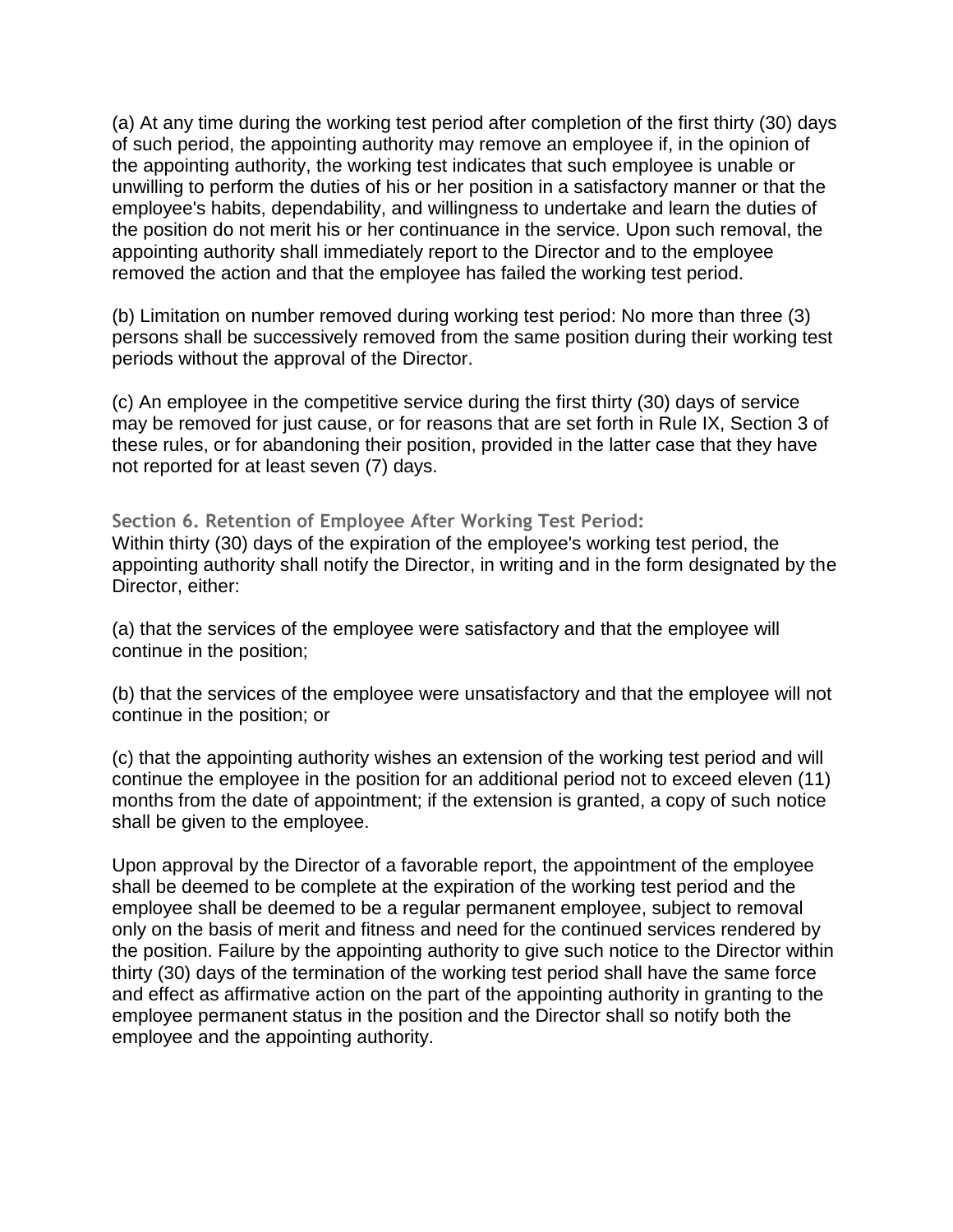(a) At any time during the working test period after completion of the first thirty (30) days of such period, the appointing authority may remove an employee if, in the opinion of the appointing authority, the working test indicates that such employee is unable or unwilling to perform the duties of his or her position in a satisfactory manner or that the employee's habits, dependability, and willingness to undertake and learn the duties of the position do not merit his or her continuance in the service. Upon such removal, the appointing authority shall immediately report to the Director and to the employee removed the action and that the employee has failed the working test period.

(b) Limitation on number removed during working test period: No more than three (3) persons shall be successively removed from the same position during their working test periods without the approval of the Director.

(c) An employee in the competitive service during the first thirty (30) days of service may be removed for just cause, or for reasons that are set forth in Rule IX, Section 3 of these rules, or for abandoning their position, provided in the latter case that they have not reported for at least seven (7) days.

### Section 6. Retention of Employee After Working Test Period:

Within thirty (30) days of the expiration of the employee's working test period, the appointing authority shall notify the Director, in writing and in the form designated by the Director, either:

(a) that the services of the employee were satisfactory and that the employee will continue in the position;

(b) that the services of the employee were unsatisfactory and that the employee will not continue in the position; or

(c) that the appointing authority wishes an extension of the working test period and will continue the employee in the position for an additional period not to exceed eleven (11) months from the date of appointment; if the extension is granted, a copy of such notice shall be given to the employee.

Upon approval by the Director of a favorable report, the appointment of the employee shall be deemed to be complete at the expiration of the working test period and the employee shall be deemed to be a regular permanent employee, subject to removal only on the basis of merit and fitness and need for the continued services rendered by the position. Failure by the appointing authority to give such notice to the Director within thirty (30) days of the termination of the working test period shall have the same force and effect as affirmative action on the part of the appointing authority in granting to the employee permanent status in the position and the Director shall so notify both the employee and the appointing authority.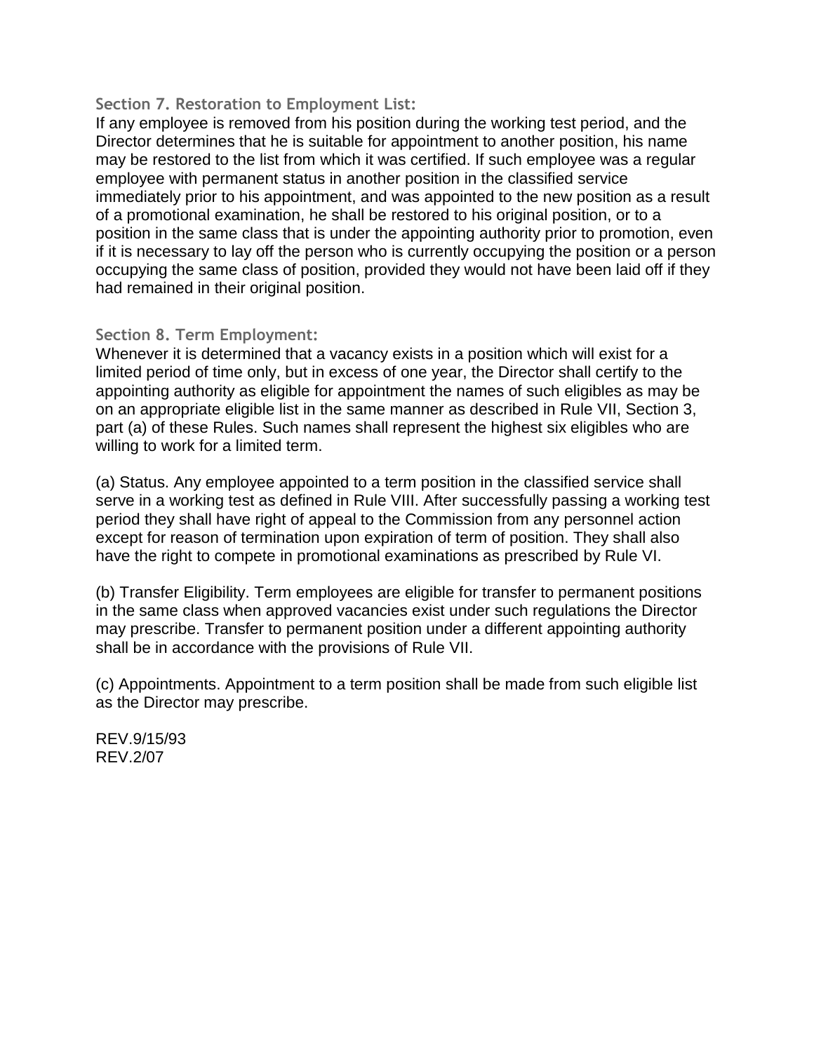### Section 7. Restoration to Employment List:

If any employee is removed from his position during the working test period, and the Director determines that he is suitable for appointment to another position, his name may be restored to the list from which it was certified. If such employee was a regular employee with permanent status in another position in the classified service immediately prior to his appointment, and was appointed to the new position as a result of a promotional examination, he shall be restored to his original position, or to a position in the same class that is under the appointing authority prior to promotion, even if it is necessary to lay off the person who is currently occupying the position or a person occupying the same class of position, provided they would not have been laid off if they had remained in their original position.

### Section 8. Term Employment:

Whenever it is determined that a vacancy exists in a position which will exist for a limited period of time only, but in excess of one year, the Director shall certify to the appointing authority as eligible for appointment the names of such eligibles as may be on an appropriate eligible list in the same manner as described in Rule VII, Section 3, part (a) of these Rules. Such names shall represent the highest six eligibles who are willing to work for a limited term.

(a) Status. Any employee appointed to a term position in the classified service shall serve in a working test as defined in Rule VIII. After successfully passing a working test period they shall have right of appeal to the Commission from any personnel action except for reason of termination upon expiration of term of position. They shall also have the right to compete in promotional examinations as prescribed by Rule VI.

(b) Transfer Eligibility. Term employees are eligible for transfer to permanent positions in the same class when approved vacancies exist under such regulations the Director may prescribe. Transfer to permanent position under a different appointing authority shall be in accordance with the provisions of Rule VII.

(c) Appointments. Appointment to a term position shall be made from such eligible list as the Director may prescribe.

REV.9/15/93
REV.2/07